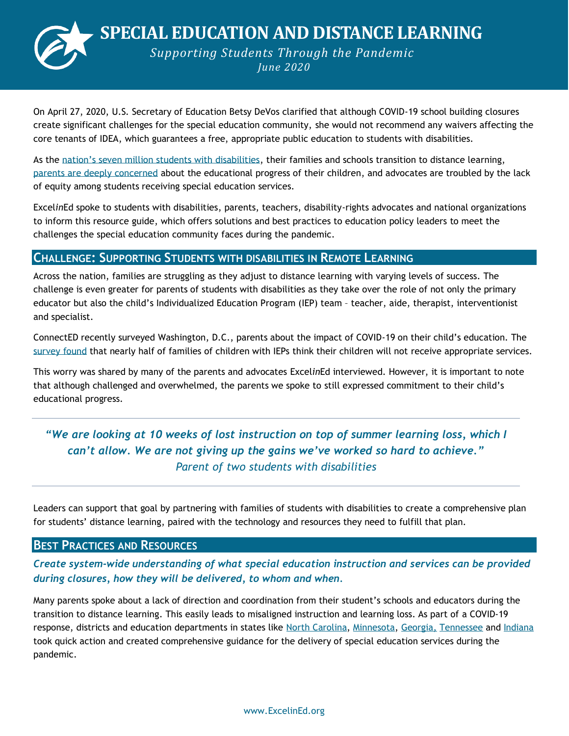# SPECIAL EDUCATION AND DISTANCE LEARNING

*Supporting Students Through the Pandemic*

*June 2020*

On April 27, 2020, U.S. Secretary of Education Betsy DeVos clarified that although COVID-19 school building closures create significant challenges for the special education community, she would not recommend any waivers affecting the core tenants of IDEA, which guarantees a free, appropriate public education to students with disabilities.

As the nation's seven million students with disabilities, their families and schools transition to distance learning, parents are deeply concerned about the educational progress of their children, and advocates are troubled by the lack of equity among students receiving special education services.

Excel*in*Ed spoke to students with disabilities, parents, teachers, disability-rights advocates and national organizations to inform this resource guide, which offers solutions and best practices to education policy leaders to meet the challenges the special education community faces during the pandemic.

## Challenge: Supporting Students with disabilities in Remote Learning

Across the nation, families are struggling as they adjust to distance learning with varying levels of success. The challenge is even greater for parents of students with disabilities as they take over the role of not only the primary educator but also the child's Individualized Education Program (IEP) team – teacher, aide, therapist, interventionist and specialist.

ConnectED recently surveyed Washington, D.C., parents about the impact of COVID-19 on their child's education. The survey found that nearly half of families of children with IEPs think their children will not receive appropriate services.

This worry was shared by many of the parents and advocates Excel*in*Ed interviewed. However, it is important to note that although challenged and overwhelmed, the parents we spoke to still expressed commitment to their child's educational progress.

> *"We are looking at 10 weeks of lost instruction on top of summer learning loss, which I can't allow. We are not giving up the gains we've worked so hard to achieve."*
> *Parent of two students with disabilities*

Leaders can support that goal by partnering with families of students with disabilities to create a comprehensive plan for students' distance learning, paired with the technology and resources they need to fulfill that plan.

## Best Practices and Resources

### *Create system-wide understanding of what special education instruction and services can be provided during closures, how they will be delivered, to whom and when.*

Many parents spoke about a lack of direction and coordination from their student's schools and educators during the transition to distance learning. This easily leads to misaligned instruction and learning loss. As part of a COVID-19 response, districts and education departments in states like North Carolina, Minnesota, Georgia, Tennessee and Indiana took quick action and created comprehensive guidance for the delivery of special education services during the pandemic.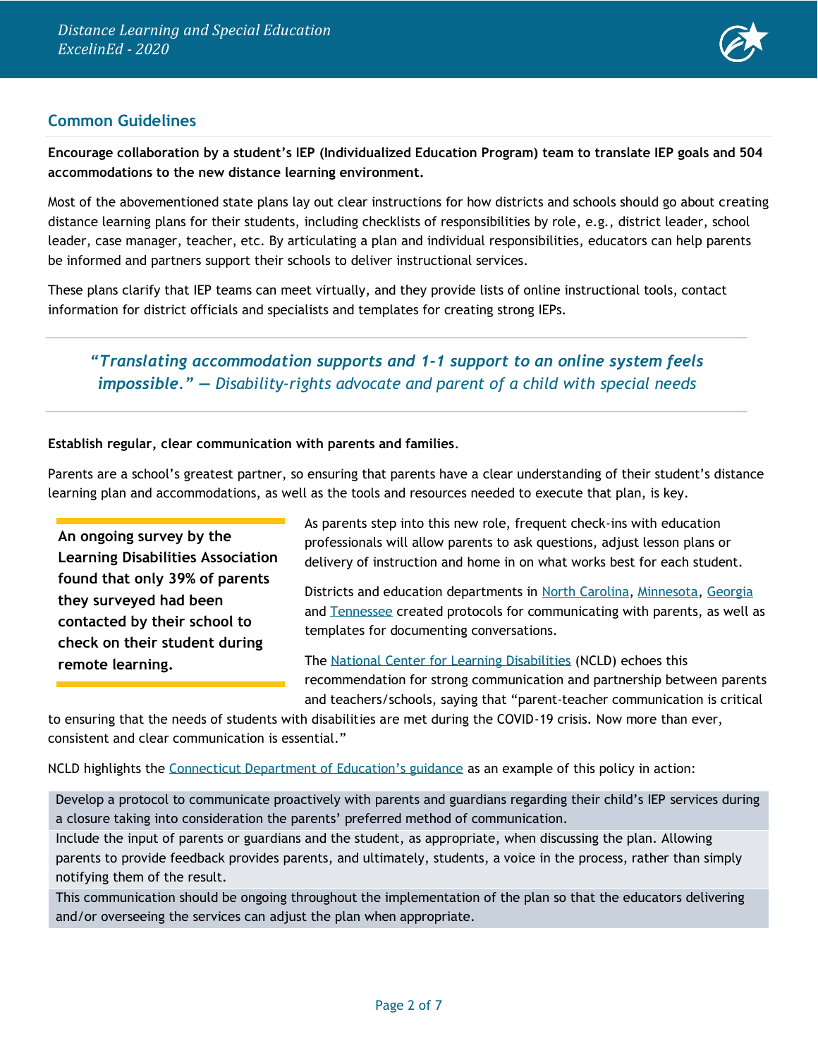## Common Guidelines

**Encourage collaboration by a student's IEP (Individualized Education Program) team to translate IEP goals and 504 accommodations to the new distance learning environment.**

Most of the abovementioned state plans lay out clear instructions for how districts and schools should go about creating distance learning plans for their students, including checklists of responsibilities by role, e.g., district leader, school leader, case manager, teacher, etc. By articulating a plan and individual responsibilities, educators can help parents be informed and partners support their schools to deliver instructional services.

These plans clarify that IEP teams can meet virtually, and they provide lists of online instructional tools, contact information for district officials and specialists and templates for creating strong IEPs.

> ***"Translating accommodation supports and 1-1 support to an online system feels impossible."*** *— Disability-rights advocate and parent of a child with special needs*

**Establish regular, clear communication with parents and families**.

Parents are a school's greatest partner, so ensuring that parents have a clear understanding of their student's distance learning plan and accommodations, as well as the tools and resources needed to execute that plan, is key.

> **An ongoing survey by the Learning Disabilities Association found that only 39% of parents they surveyed had been contacted by their school to check on their student during remote learning.**

As parents step into this new role, frequent check-ins with education professionals will allow parents to ask questions, adjust lesson plans or delivery of instruction and home in on what works best for each student.

Districts and education departments in North Carolina, Minnesota, Georgia and Tennessee created protocols for communicating with parents, as well as templates for documenting conversations.

The National Center for Learning Disabilities (NCLD) echoes this recommendation for strong communication and partnership between parents and teachers/schools, saying that "parent-teacher communication is critical to ensuring that the needs of students with disabilities are met during the COVID-19 crisis. Now more than ever, consistent and clear communication is essential."

NCLD highlights the Connecticut Department of Education's guidance as an example of this policy in action:

| |
|---|
| Develop a protocol to communicate proactively with parents and guardians regarding their child's IEP services during a closure taking into consideration the parents' preferred method of communication. |
| Include the input of parents or guardians and the student, as appropriate, when discussing the plan. Allowing parents to provide feedback provides parents, and ultimately, students, a voice in the process, rather than simply notifying them of the result. |
| This communication should be ongoing throughout the implementation of the plan so that the educators delivering and/or overseeing the services can adjust the plan when appropriate. |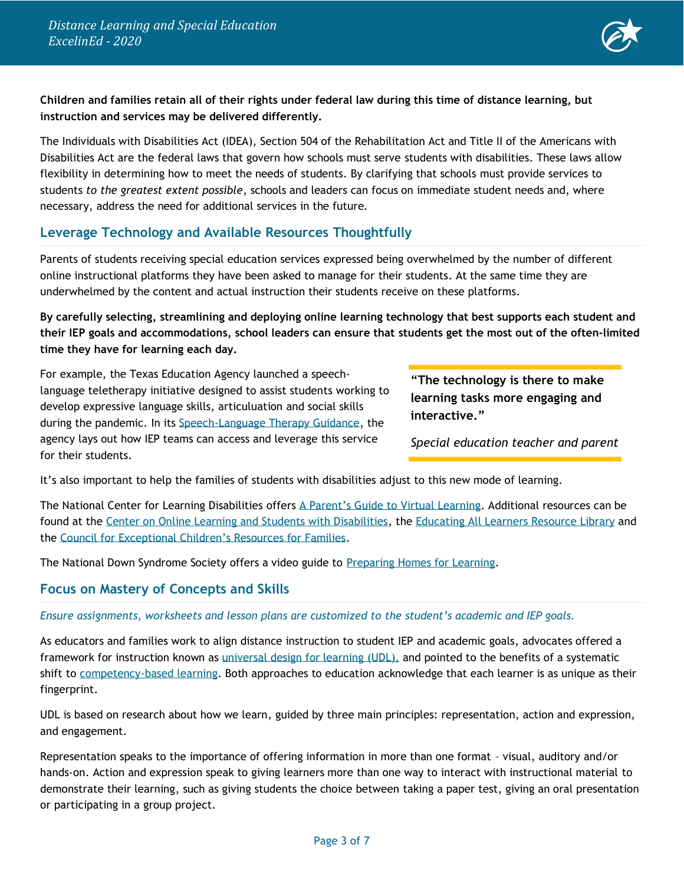**Children and families retain all of their rights under federal law during this time of distance learning, but instruction and services may be delivered differently.**

The Individuals with Disabilities Act (IDEA), Section 504 of the Rehabilitation Act and Title II of the Americans with Disabilities Act are the federal laws that govern how schools must serve students with disabilities. These laws allow flexibility in determining how to meet the needs of students. By clarifying that schools must provide services to students *to the greatest extent possible*, schools and leaders can focus on immediate student needs and, where necessary, address the need for additional services in the future.

## Leverage Technology and Available Resources Thoughtfully

Parents of students receiving special education services expressed being overwhelmed by the number of different online instructional platforms they have been asked to manage for their students. At the same time they are underwhelmed by the content and actual instruction their students receive on these platforms.

**By carefully selecting, streamlining and deploying online learning technology that best supports each student and their IEP goals and accommodations, school leaders can ensure that students get the most out of the often-limited time they have for learning each day.**

For example, the Texas Education Agency launched a speech-language teletherapy initiative designed to assist students working to develop expressive language skills, articulation and social skills during the pandemic. In its [Speech-Language Therapy Guidance](), the agency lays out how IEP teams can access and leverage this service for their students.

> **"The technology is there to make learning tasks more engaging and interactive."**
>
> *Special education teacher and parent*

It's also important to help the families of students with disabilities adjust to this new mode of learning.

The National Center for Learning Disabilities offers [A Parent's Guide to Virtual Learning](). Additional resources can be found at the [Center on Online Learning and Students with Disabilities](), the [Educating All Learners Resource Library]() and the [Council for Exceptional Children's Resources for Families]().

The National Down Syndrome Society offers a video guide to [Preparing Homes for Learning]().

## Focus on Mastery of Concepts and Skills

*Ensure assignments, worksheets and lesson plans are customized to the student's academic and IEP goals.*

As educators and families work to align distance instruction to student IEP and academic goals, advocates offered a framework for instruction known as [universal design for learning (UDL),]() and pointed to the benefits of a systematic shift to [competency-based learning](). Both approaches to education acknowledge that each learner is as unique as their fingerprint.

UDL is based on research about how we learn, guided by three main principles: representation, action and expression, and engagement.

Representation speaks to the importance of offering information in more than one format – visual, auditory and/or hands-on. Action and expression speak to giving learners more than one way to interact with instructional material to demonstrate their learning, such as giving students the choice between taking a paper test, giving an oral presentation or participating in a group project.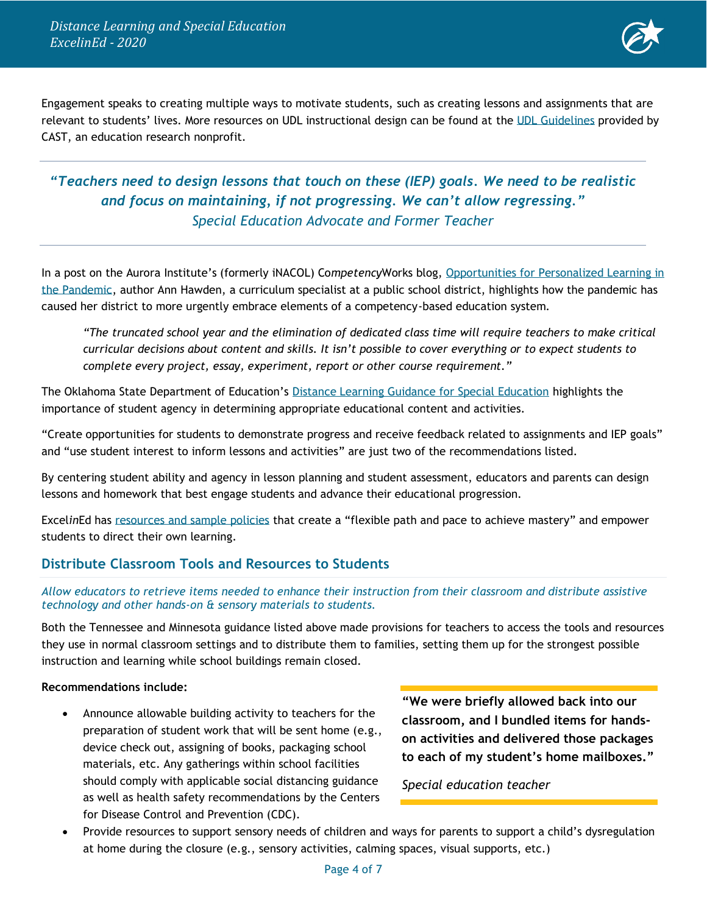Engagement speaks to creating multiple ways to motivate students, such as creating lessons and assignments that are relevant to students' lives. More resources on UDL instructional design can be found at the UDL Guidelines provided by CAST, an education research nonprofit.

---

> ***"Teachers need to design lessons that touch on these (IEP) goals. We need to be realistic and focus on maintaining, if not progressing. We can't allow regressing."***
> *Special Education Advocate and Former Teacher*

---

In a post on the Aurora Institute's (formerly iNACOL) Co*mpetency*Works blog, Opportunities for Personalized Learning in the Pandemic, author Ann Hawden, a curriculum specialist at a public school district, highlights how the pandemic has caused her district to more urgently embrace elements of a competency-based education system.

> *"The truncated school year and the elimination of dedicated class time will require teachers to make critical curricular decisions about content and skills. It isn't possible to cover everything or to expect students to complete every project, essay, experiment, report or other course requirement."*

The Oklahoma State Department of Education's Distance Learning Guidance for Special Education highlights the importance of student agency in determining appropriate educational content and activities.

"Create opportunities for students to demonstrate progress and receive feedback related to assignments and IEP goals" and "use student interest to inform lessons and activities" are just two of the recommendations listed.

By centering student ability and agency in lesson planning and student assessment, educators and parents can design lessons and homework that best engage students and advance their educational progression.

Excel*in*Ed has resources and sample policies that create a "flexible path and pace to achieve mastery" and empower students to direct their own learning.

## Distribute Classroom Tools and Resources to Students

*Allow educators to retrieve items needed to enhance their instruction from their classroom and distribute assistive technology and other hands-on & sensory materials to students.*

Both the Tennessee and Minnesota guidance listed above made provisions for teachers to access the tools and resources they use in normal classroom settings and to distribute them to families, setting them up for the strongest possible instruction and learning while school buildings remain closed.

> **"We were briefly allowed back into our classroom, and I bundled items for hands-on activities and delivered those packages to each of my student's home mailboxes."**
>
> *Special education teacher*

**Recommendations include:**

- Announce allowable building activity to teachers for the preparation of student work that will be sent home (e.g., device check out, assigning of books, packaging school materials, etc. Any gatherings within school facilities should comply with applicable social distancing guidance as well as health safety recommendations by the Centers for Disease Control and Prevention (CDC).
- Provide resources to support sensory needs of children and ways for parents to support a child's dysregulation at home during the closure (e.g., sensory activities, calming spaces, visual supports, etc.)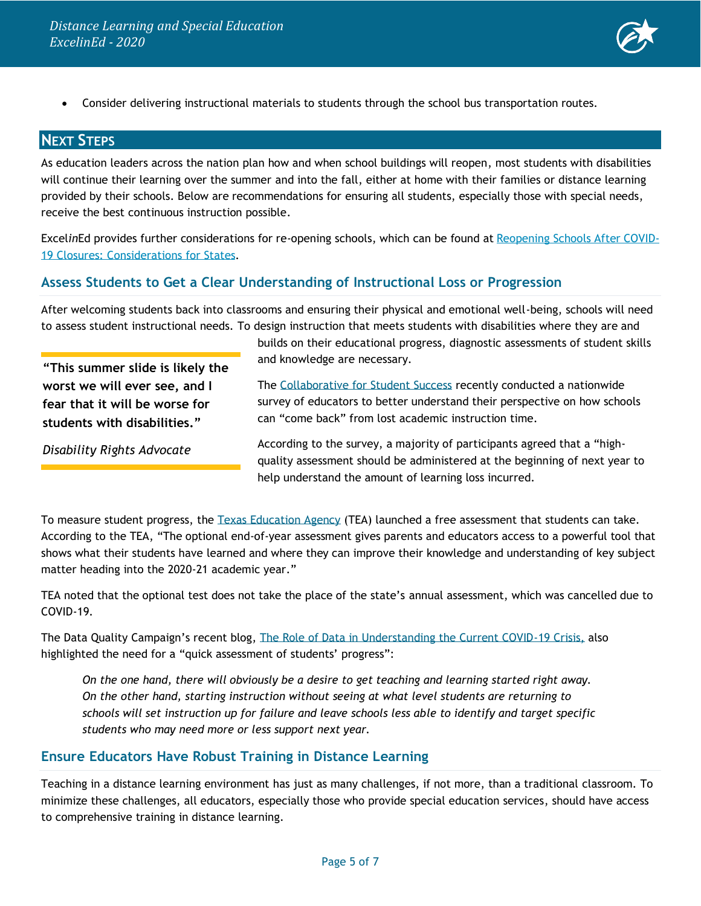- Consider delivering instructional materials to students through the school bus transportation routes.

## Next Steps

As education leaders across the nation plan how and when school buildings will reopen, most students with disabilities will continue their learning over the summer and into the fall, either at home with their families or distance learning provided by their schools. Below are recommendations for ensuring all students, especially those with special needs, receive the best continuous instruction possible.

Excel*in*Ed provides further considerations for re-opening schools, which can be found at [Reopening Schools After COVID-19 Closures: Considerations for States](#).

### Assess Students to Get a Clear Understanding of Instructional Loss or Progression

After welcoming students back into classrooms and ensuring their physical and emotional well-being, schools will need to assess student instructional needs. To design instruction that meets students with disabilities where they are and builds on their educational progress, diagnostic assessments of student skills and knowledge are necessary.

> **"This summer slide is likely the worst we will ever see, and I fear that it will be worse for students with disabilities."**
>
> *Disability Rights Advocate*

The [Collaborative for Student Success](#) recently conducted a nationwide survey of educators to better understand their perspective on how schools can "come back" from lost academic instruction time.

According to the survey, a majority of participants agreed that a "high-quality assessment should be administered at the beginning of next year to help understand the amount of learning loss incurred.

To measure student progress, the [Texas Education Agency](#) (TEA) launched a free assessment that students can take. According to the TEA, "The optional end-of-year assessment gives parents and educators access to a powerful tool that shows what their students have learned and where they can improve their knowledge and understanding of key subject matter heading into the 2020-21 academic year."

TEA noted that the optional test does not take the place of the state's annual assessment, which was cancelled due to COVID-19.

The Data Quality Campaign's recent blog, [The Role of Data in Understanding the Current COVID-19 Crisis,](#) also highlighted the need for a "quick assessment of students' progress":

> *On the one hand, there will obviously be a desire to get teaching and learning started right away. On the other hand, starting instruction without seeing at what level students are returning to schools will set instruction up for failure and leave schools less able to identify and target specific students who may need more or less support next year.*

### Ensure Educators Have Robust Training in Distance Learning

Teaching in a distance learning environment has just as many challenges, if not more, than a traditional classroom. To minimize these challenges, all educators, especially those who provide special education services, should have access to comprehensive training in distance learning.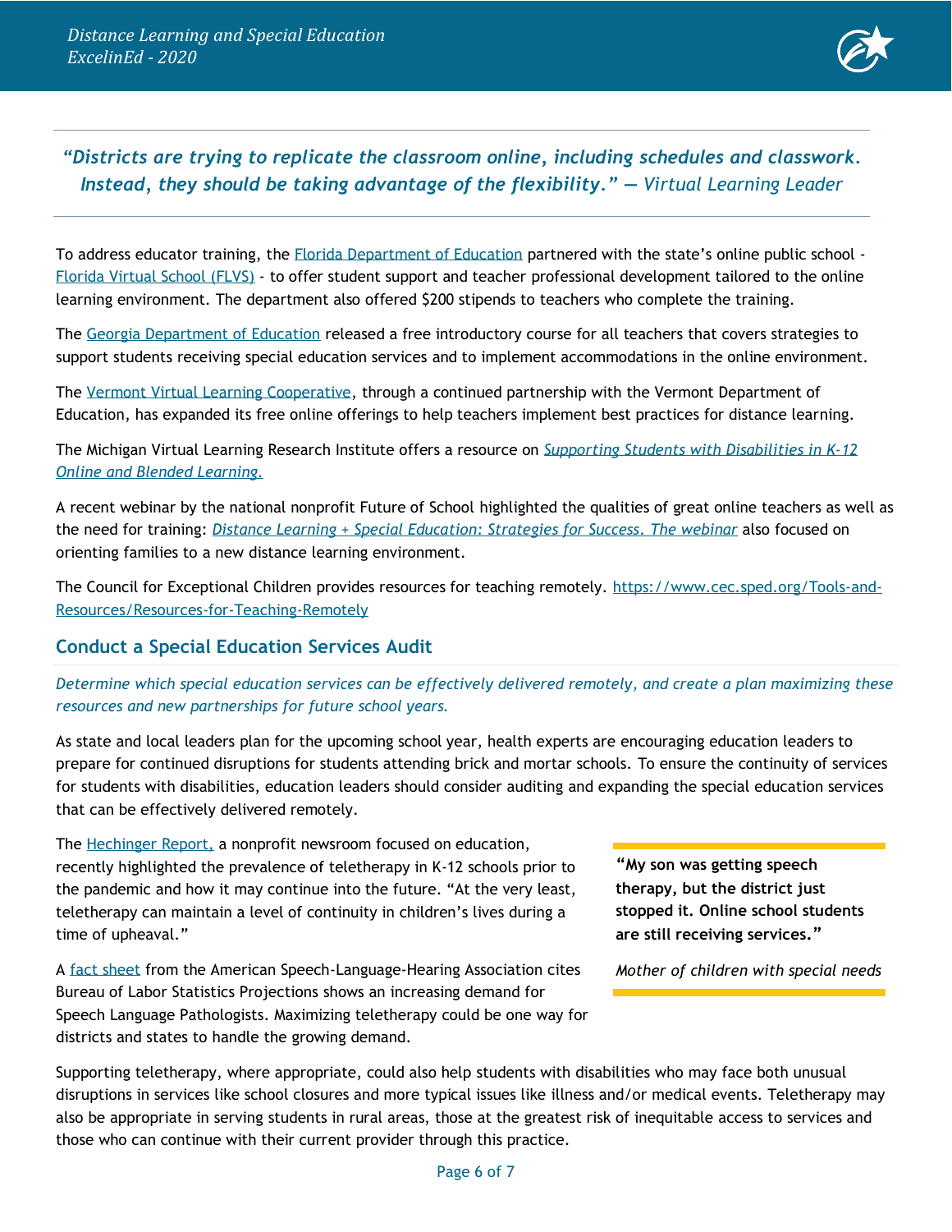*“Districts are trying to replicate the classroom online, including schedules and classwork. Instead, they should be taking advantage of the flexibility.” — Virtual Learning Leader*

To address educator training, the Florida Department of Education partnered with the state’s online public school - Florida Virtual School (FLVS) - to offer student support and teacher professional development tailored to the online learning environment. The department also offered $200 stipends to teachers who complete the training.

The Georgia Department of Education released a free introductory course for all teachers that covers strategies to support students receiving special education services and to implement accommodations in the online environment.

The Vermont Virtual Learning Cooperative, through a continued partnership with the Vermont Department of Education, has expanded its free online offerings to help teachers implement best practices for distance learning.

The Michigan Virtual Learning Research Institute offers a resource on *Supporting Students with Disabilities in K-12 Online and Blended Learning.*

A recent webinar by the national nonprofit Future of School highlighted the qualities of great online teachers as well as the need for training: *Distance Learning + Special Education: Strategies for Success. The webinar* also focused on orienting families to a new distance learning environment.

The Council for Exceptional Children provides resources for teaching remotely. https://www.cec.sped.org/Tools-and-Resources/Resources-for-Teaching-Remotely

## Conduct a Special Education Services Audit

*Determine which special education services can be effectively delivered remotely, and create a plan maximizing these resources and new partnerships for future school years.*

As state and local leaders plan for the upcoming school year, health experts are encouraging education leaders to prepare for continued disruptions for students attending brick and mortar schools. To ensure the continuity of services for students with disabilities, education leaders should consider auditing and expanding the special education services that can be effectively delivered remotely.

The Hechinger Report, a nonprofit newsroom focused on education, recently highlighted the prevalence of teletherapy in K-12 schools prior to the pandemic and how it may continue into the future. “At the very least, teletherapy can maintain a level of continuity in children’s lives during a time of upheaval.”

A fact sheet from the American Speech-Language-Hearing Association cites Bureau of Labor Statistics Projections shows an increasing demand for Speech Language Pathologists. Maximizing teletherapy could be one way for districts and states to handle the growing demand.

> **“My son was getting speech therapy, but the district just stopped it. Online school students are still receiving services.”**
>
> *Mother of children with special needs*

Supporting teletherapy, where appropriate, could also help students with disabilities who may face both unusual disruptions in services like school closures and more typical issues like illness and/or medical events. Teletherapy may also be appropriate in serving students in rural areas, those at the greatest risk of inequitable access to services and those who can continue with their current provider through this practice.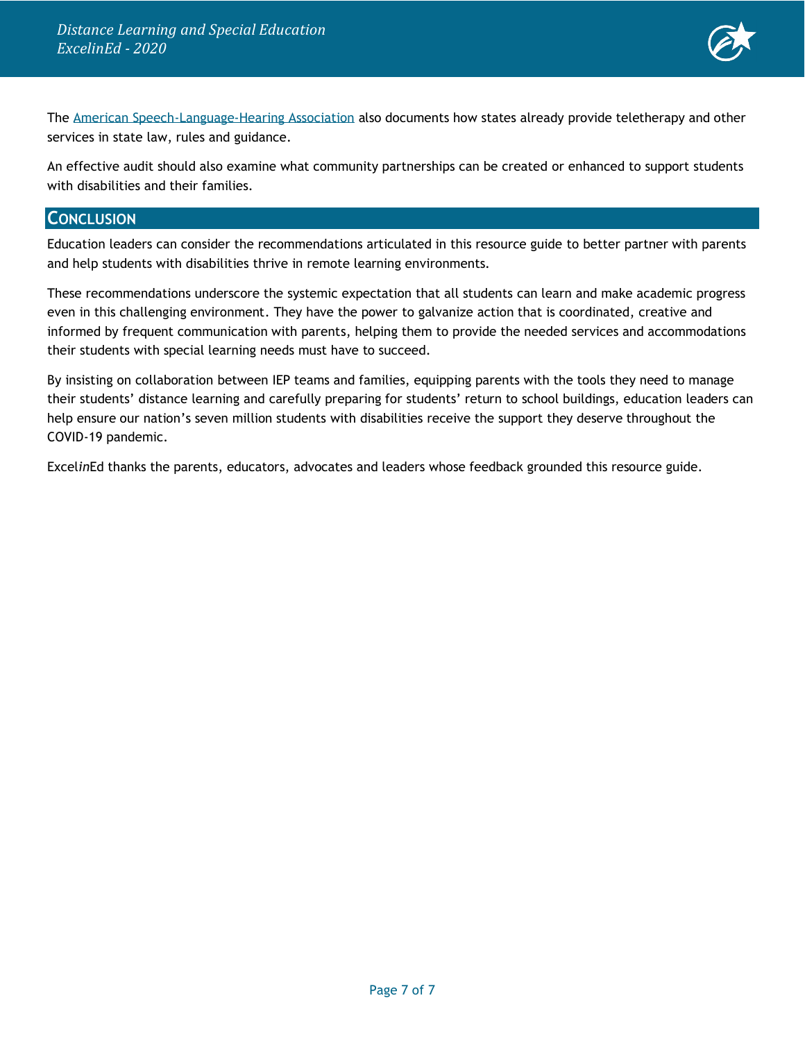The [American Speech-Language-Hearing Association]() also documents how states already provide teletherapy and other services in state law, rules and guidance.

An effective audit should also examine what community partnerships can be created or enhanced to support students with disabilities and their families.

## Conclusion

Education leaders can consider the recommendations articulated in this resource guide to better partner with parents and help students with disabilities thrive in remote learning environments.

These recommendations underscore the systemic expectation that all students can learn and make academic progress even in this challenging environment. They have the power to galvanize action that is coordinated, creative and informed by frequent communication with parents, helping them to provide the needed services and accommodations their students with special learning needs must have to succeed.

By insisting on collaboration between IEP teams and families, equipping parents with the tools they need to manage their students' distance learning and carefully preparing for students' return to school buildings, education leaders can help ensure our nation's seven million students with disabilities receive the support they deserve throughout the COVID-19 pandemic.

Excel*in*Ed thanks the parents, educators, advocates and leaders whose feedback grounded this resource guide.